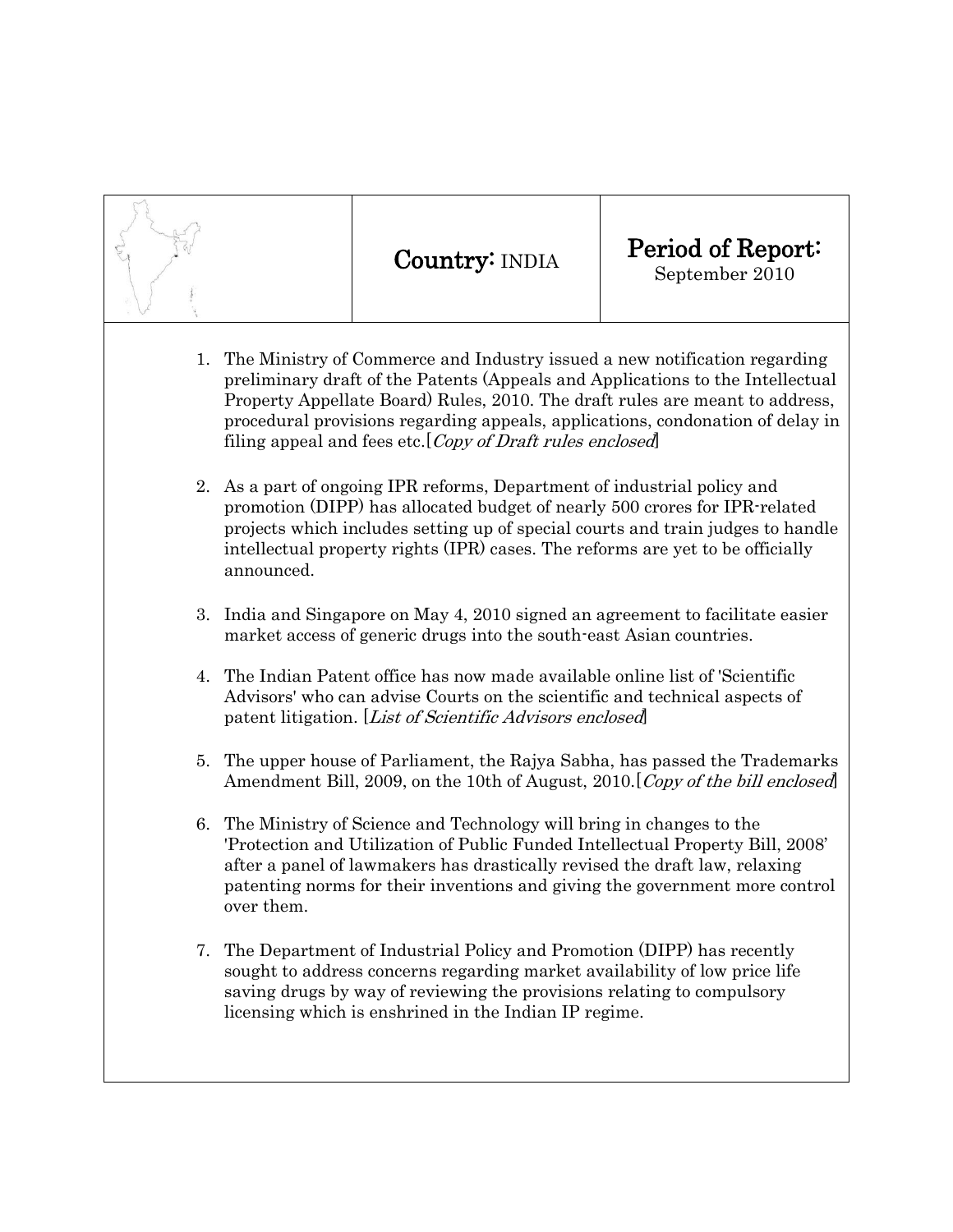| | **Country:** INDIA | **Period of Report:** September 2010 |
|---|---|---|

1. The Ministry of Commerce and Industry issued a new notification regarding preliminary draft of the Patents (Appeals and Applications to the Intellectual Property Appellate Board) Rules, 2010. The draft rules are meant to address, procedural provisions regarding appeals, applications, condonation of delay in filing appeal and fees etc.[*Copy of Draft rules enclosed*]

2. As a part of ongoing IPR reforms, Department of industrial policy and promotion (DIPP) has allocated budget of nearly 500 crores for IPR-related projects which includes setting up of special courts and train judges to handle intellectual property rights (IPR) cases. The reforms are yet to be officially announced.

3. India and Singapore on May 4, 2010 signed an agreement to facilitate easier market access of generic drugs into the south-east Asian countries.

4. The Indian Patent office has now made available online list of 'Scientific Advisors' who can advise Courts on the scientific and technical aspects of patent litigation. [*List of Scientific Advisors enclosed*]

5. The upper house of Parliament, the Rajya Sabha, has passed the Trademarks Amendment Bill, 2009, on the 10th of August, 2010.[*Copy of the bill enclosed*]

6. The Ministry of Science and Technology will bring in changes to the 'Protection and Utilization of Public Funded Intellectual Property Bill, 2008' after a panel of lawmakers has drastically revised the draft law, relaxing patenting norms for their inventions and giving the government more control over them.

7. The Department of Industrial Policy and Promotion (DIPP) has recently sought to address concerns regarding market availability of low price life saving drugs by way of reviewing the provisions relating to compulsory licensing which is enshrined in the Indian IP regime.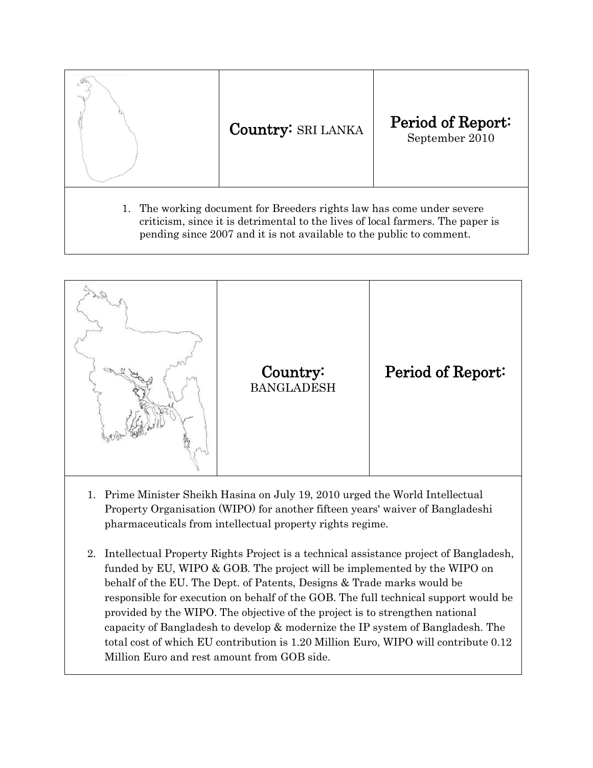| | | |
|---|---|---|
| | Country: SRI LANKA | Period of Report: September 2010 |

1. The working document for Breeders rights law has come under severe criticism, since it is detrimental to the lives of local farmers. The paper is pending since 2007 and it is not available to the public to comment.

| | | |
|---|---|---|
| | Country: BANGLADESH | Period of Report: |

1. Prime Minister Sheikh Hasina on July 19, 2010 urged the World Intellectual Property Organisation (WIPO) for another fifteen years' waiver of Bangladeshi pharmaceuticals from intellectual property rights regime.

2. Intellectual Property Rights Project is a technical assistance project of Bangladesh, funded by EU, WIPO & GOB. The project will be implemented by the WIPO on behalf of the EU. The Dept. of Patents, Designs & Trade marks would be responsible for execution on behalf of the GOB. The full technical support would be provided by the WIPO. The objective of the project is to strengthen national capacity of Bangladesh to develop & modernize the IP system of Bangladesh. The total cost of which EU contribution is 1.20 Million Euro, WIPO will contribute 0.12 Million Euro and rest amount from GOB side.